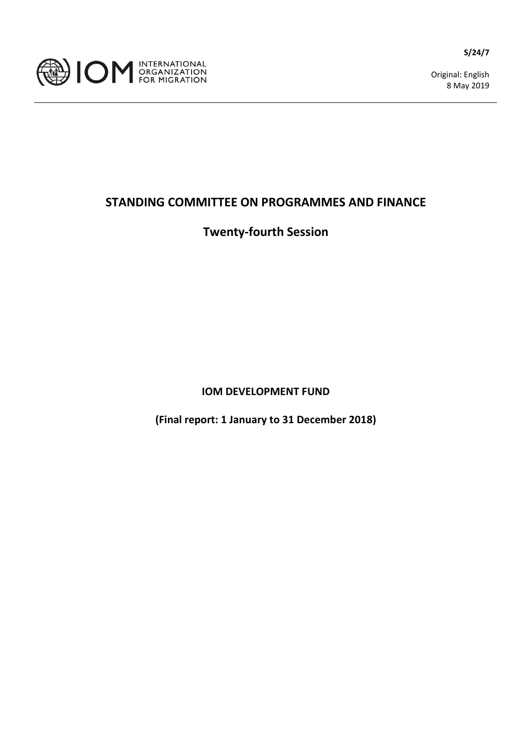INTERNATIONAL ORGANIZATION FOR MIGRATION

**S/24/7**

Original: English
8 May 2019

# STANDING COMMITTEE ON PROGRAMMES AND FINANCE

## Twenty-fourth Session

**IOM DEVELOPMENT FUND**

**(Final report: 1 January to 31 December 2018)**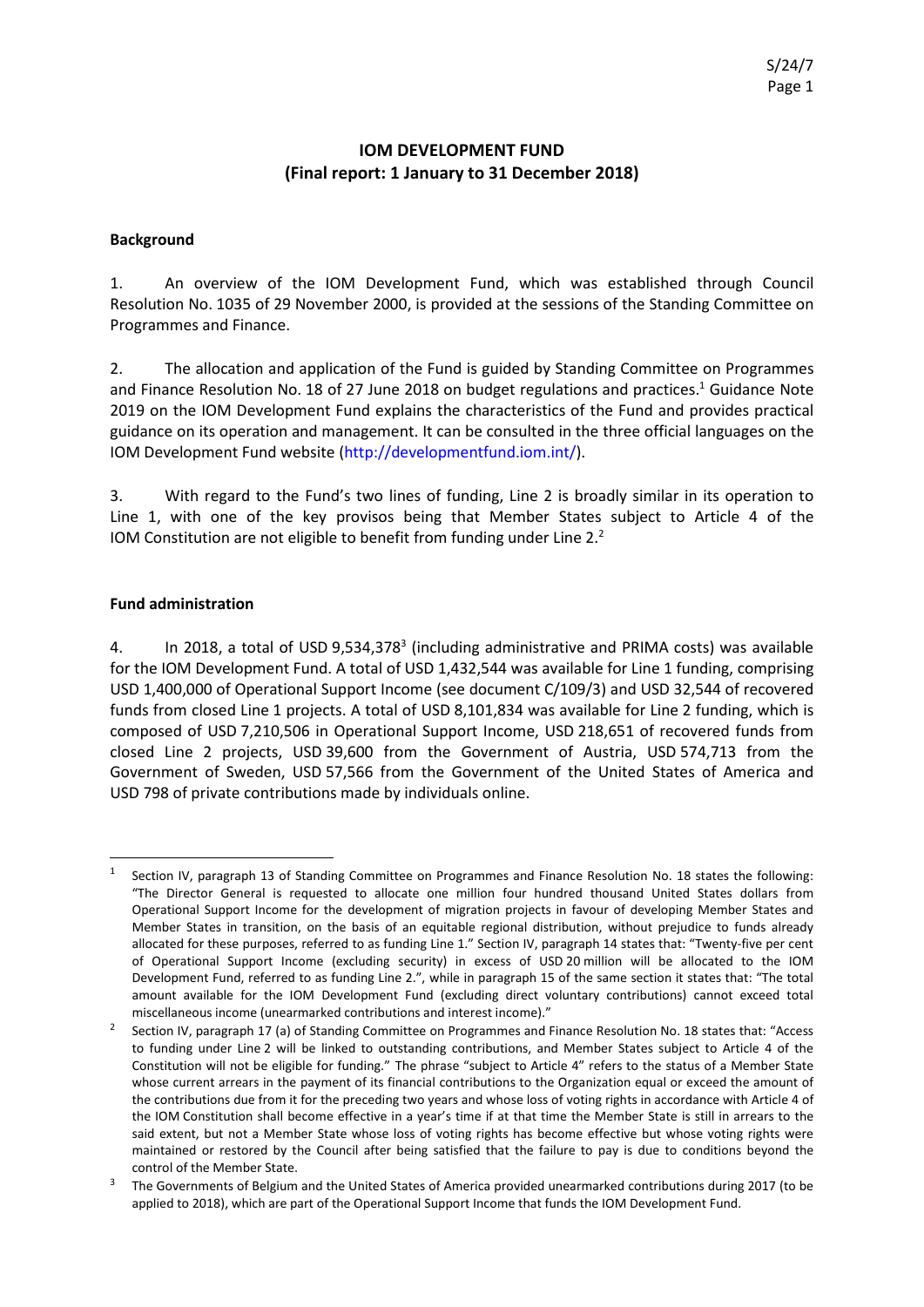# IOM DEVELOPMENT FUND
## (Final report: 1 January to 31 December 2018)

### Background

1. An overview of the IOM Development Fund, which was established through Council Resolution No. 1035 of 29 November 2000, is provided at the sessions of the Standing Committee on Programmes and Finance.

2. The allocation and application of the Fund is guided by Standing Committee on Programmes and Finance Resolution No. 18 of 27 June 2018 on budget regulations and practices.[1] Guidance Note 2019 on the IOM Development Fund explains the characteristics of the Fund and provides practical guidance on its operation and management. It can be consulted in the three official languages on the IOM Development Fund website (http://developmentfund.iom.int/).

3. With regard to the Fund's two lines of funding, Line 2 is broadly similar in its operation to Line 1, with one of the key provisos being that Member States subject to Article 4 of the IOM Constitution are not eligible to benefit from funding under Line 2.[2]

### Fund administration

4. In 2018, a total of USD 9,534,378[3] (including administrative and PRIMA costs) was available for the IOM Development Fund. A total of USD 1,432,544 was available for Line 1 funding, comprising USD 1,400,000 of Operational Support Income (see document C/109/3) and USD 32,544 of recovered funds from closed Line 1 projects. A total of USD 8,101,834 was available for Line 2 funding, which is composed of USD 7,210,506 in Operational Support Income, USD 218,651 of recovered funds from closed Line 2 projects, USD 39,600 from the Government of Austria, USD 574,713 from the Government of Sweden, USD 57,566 from the Government of the United States of America and USD 798 of private contributions made by individuals online.

---

[1] Section IV, paragraph 13 of Standing Committee on Programmes and Finance Resolution No. 18 states the following: "The Director General is requested to allocate one million four hundred thousand United States dollars from Operational Support Income for the development of migration projects in favour of developing Member States and Member States in transition, on the basis of an equitable regional distribution, without prejudice to funds already allocated for these purposes, referred to as funding Line 1." Section IV, paragraph 14 states that: "Twenty-five per cent of Operational Support Income (excluding security) in excess of USD 20 million will be allocated to the IOM Development Fund, referred to as funding Line 2.", while in paragraph 15 of the same section it states that: "The total amount available for the IOM Development Fund (excluding direct voluntary contributions) cannot exceed total miscellaneous income (unearmarked contributions and interest income)."

[2] Section IV, paragraph 17 (a) of Standing Committee on Programmes and Finance Resolution No. 18 states that: "Access to funding under Line 2 will be linked to outstanding contributions, and Member States subject to Article 4 of the Constitution will not be eligible for funding." The phrase "subject to Article 4" refers to the status of a Member State whose current arrears in the payment of its financial contributions to the Organization equal or exceed the amount of the contributions due from it for the preceding two years and whose loss of voting rights in accordance with Article 4 of the IOM Constitution shall become effective in a year's time if at that time the Member State is still in arrears to the said extent, but not a Member State whose loss of voting rights has become effective but whose voting rights were maintained or restored by the Council after being satisfied that the failure to pay is due to conditions beyond the control of the Member State.

[3] The Governments of Belgium and the United States of America provided unearmarked contributions during 2017 (to be applied to 2018), which are part of the Operational Support Income that funds the IOM Development Fund.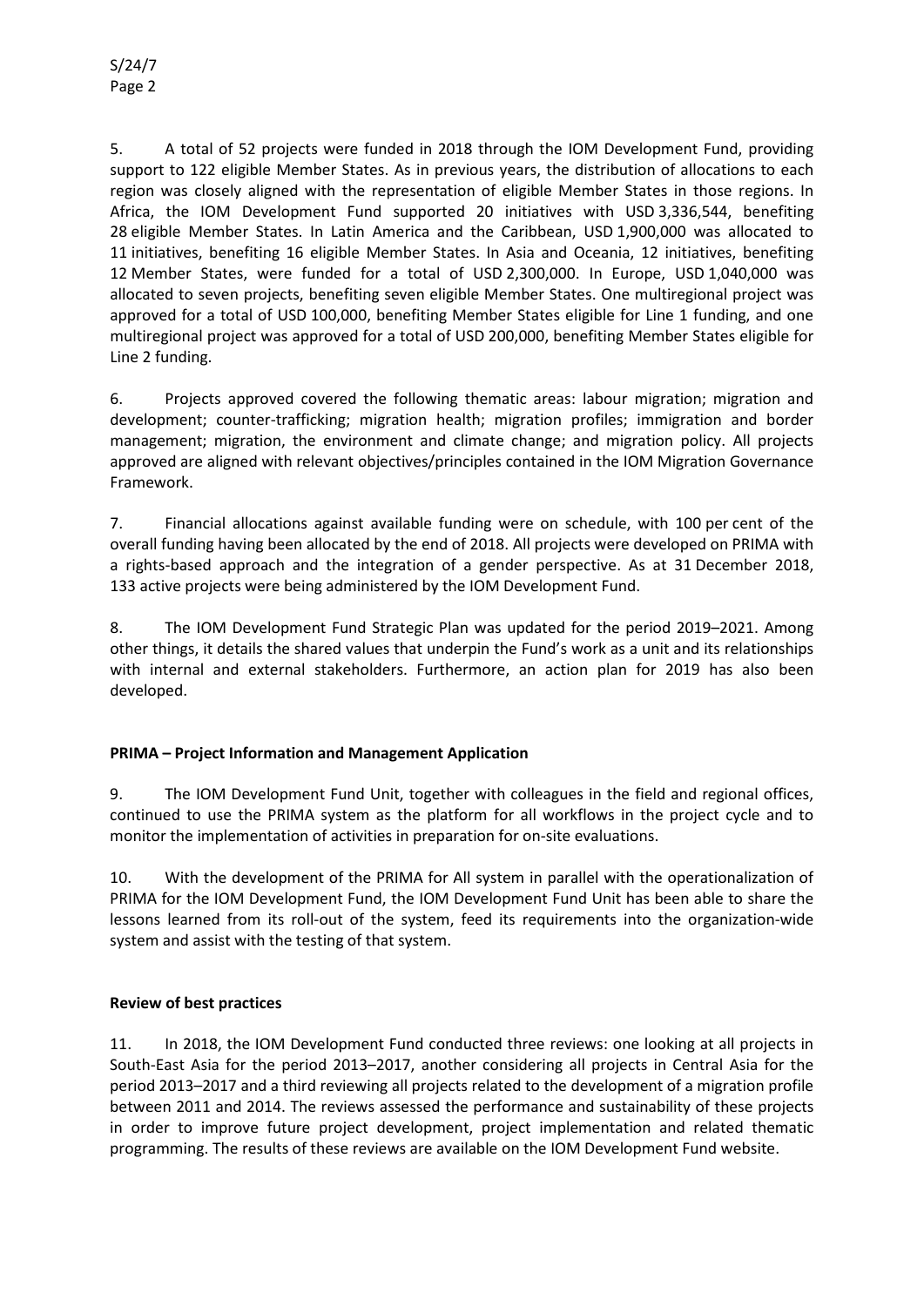5. A total of 52 projects were funded in 2018 through the IOM Development Fund, providing support to 122 eligible Member States. As in previous years, the distribution of allocations to each region was closely aligned with the representation of eligible Member States in those regions. In Africa, the IOM Development Fund supported 20 initiatives with USD 3,336,544, benefiting 28 eligible Member States. In Latin America and the Caribbean, USD 1,900,000 was allocated to 11 initiatives, benefiting 16 eligible Member States. In Asia and Oceania, 12 initiatives, benefiting 12 Member States, were funded for a total of USD 2,300,000. In Europe, USD 1,040,000 was allocated to seven projects, benefiting seven eligible Member States. One multiregional project was approved for a total of USD 100,000, benefiting Member States eligible for Line 1 funding, and one multiregional project was approved for a total of USD 200,000, benefiting Member States eligible for Line 2 funding.

6. Projects approved covered the following thematic areas: labour migration; migration and development; counter-trafficking; migration health; migration profiles; immigration and border management; migration, the environment and climate change; and migration policy. All projects approved are aligned with relevant objectives/principles contained in the IOM Migration Governance Framework.

7. Financial allocations against available funding were on schedule, with 100 per cent of the overall funding having been allocated by the end of 2018. All projects were developed on PRIMA with a rights-based approach and the integration of a gender perspective. As at 31 December 2018, 133 active projects were being administered by the IOM Development Fund.

8. The IOM Development Fund Strategic Plan was updated for the period 2019–2021. Among other things, it details the shared values that underpin the Fund's work as a unit and its relationships with internal and external stakeholders. Furthermore, an action plan for 2019 has also been developed.

**PRIMA – Project Information and Management Application**

9. The IOM Development Fund Unit, together with colleagues in the field and regional offices, continued to use the PRIMA system as the platform for all workflows in the project cycle and to monitor the implementation of activities in preparation for on-site evaluations.

10. With the development of the PRIMA for All system in parallel with the operationalization of PRIMA for the IOM Development Fund, the IOM Development Fund Unit has been able to share the lessons learned from its roll-out of the system, feed its requirements into the organization-wide system and assist with the testing of that system.

**Review of best practices**

11. In 2018, the IOM Development Fund conducted three reviews: one looking at all projects in South-East Asia for the period 2013–2017, another considering all projects in Central Asia for the period 2013–2017 and a third reviewing all projects related to the development of a migration profile between 2011 and 2014. The reviews assessed the performance and sustainability of these projects in order to improve future project development, project implementation and related thematic programming. The results of these reviews are available on the IOM Development Fund website.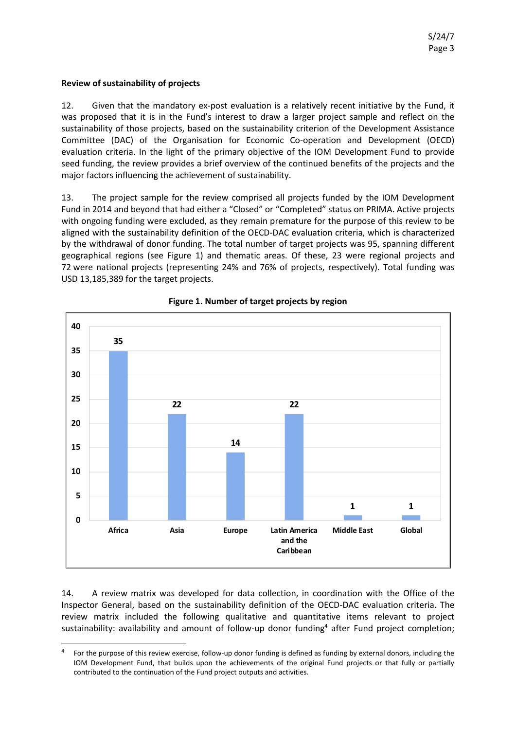**Review of sustainability of projects**

12. Given that the mandatory ex-post evaluation is a relatively recent initiative by the Fund, it was proposed that it is in the Fund's interest to draw a larger project sample and reflect on the sustainability of those projects, based on the sustainability criterion of the Development Assistance Committee (DAC) of the Organisation for Economic Co-operation and Development (OECD) evaluation criteria. In the light of the primary objective of the IOM Development Fund to provide seed funding, the review provides a brief overview of the continued benefits of the projects and the major factors influencing the achievement of sustainability.

13. The project sample for the review comprised all projects funded by the IOM Development Fund in 2014 and beyond that had either a "Closed" or "Completed" status on PRIMA. Active projects with ongoing funding were excluded, as they remain premature for the purpose of this review to be aligned with the sustainability definition of the OECD-DAC evaluation criteria, which is characterized by the withdrawal of donor funding. The total number of target projects was 95, spanning different geographical regions (see Figure 1) and thematic areas. Of these, 23 were regional projects and 72 were national projects (representing 24% and 76% of projects, respectively). Total funding was USD 13,185,389 for the target projects.

**Figure 1. Number of target projects by region**

| Region | Number of target projects |
|---|---|
| Africa | 35 |
| Asia | 22 |
| Europe | 14 |
| Latin America and the Caribbean | 22 |
| Middle East | 1 |
| Global | 1 |

14. A review matrix was developed for data collection, in coordination with the Office of the Inspector General, based on the sustainability definition of the OECD-DAC evaluation criteria. The review matrix included the following qualitative and quantitative items relevant to project sustainability: availability and amount of follow-up donor funding[4] after Fund project completion;

[4] For the purpose of this review exercise, follow-up donor funding is defined as funding by external donors, including the IOM Development Fund, that builds upon the achievements of the original Fund projects or that fully or partially contributed to the continuation of the Fund project outputs and activities.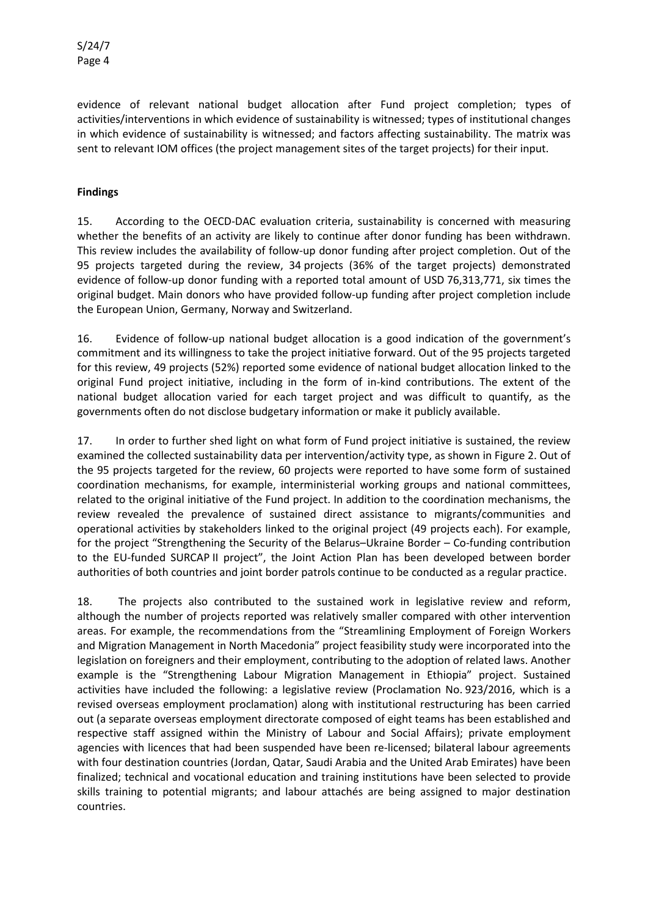evidence of relevant national budget allocation after Fund project completion; types of activities/interventions in which evidence of sustainability is witnessed; types of institutional changes in which evidence of sustainability is witnessed; and factors affecting sustainability. The matrix was sent to relevant IOM offices (the project management sites of the target projects) for their input.

**Findings**

15. According to the OECD-DAC evaluation criteria, sustainability is concerned with measuring whether the benefits of an activity are likely to continue after donor funding has been withdrawn. This review includes the availability of follow-up donor funding after project completion. Out of the 95 projects targeted during the review, 34 projects (36% of the target projects) demonstrated evidence of follow-up donor funding with a reported total amount of USD 76,313,771, six times the original budget. Main donors who have provided follow-up funding after project completion include the European Union, Germany, Norway and Switzerland.

16. Evidence of follow-up national budget allocation is a good indication of the government's commitment and its willingness to take the project initiative forward. Out of the 95 projects targeted for this review, 49 projects (52%) reported some evidence of national budget allocation linked to the original Fund project initiative, including in the form of in-kind contributions. The extent of the national budget allocation varied for each target project and was difficult to quantify, as the governments often do not disclose budgetary information or make it publicly available.

17. In order to further shed light on what form of Fund project initiative is sustained, the review examined the collected sustainability data per intervention/activity type, as shown in Figure 2. Out of the 95 projects targeted for the review, 60 projects were reported to have some form of sustained coordination mechanisms, for example, interministerial working groups and national committees, related to the original initiative of the Fund project. In addition to the coordination mechanisms, the review revealed the prevalence of sustained direct assistance to migrants/communities and operational activities by stakeholders linked to the original project (49 projects each). For example, for the project "Strengthening the Security of the Belarus–Ukraine Border – Co-funding contribution to the EU-funded SURCAP II project", the Joint Action Plan has been developed between border authorities of both countries and joint border patrols continue to be conducted as a regular practice.

18. The projects also contributed to the sustained work in legislative review and reform, although the number of projects reported was relatively smaller compared with other intervention areas. For example, the recommendations from the "Streamlining Employment of Foreign Workers and Migration Management in North Macedonia" project feasibility study were incorporated into the legislation on foreigners and their employment, contributing to the adoption of related laws. Another example is the "Strengthening Labour Migration Management in Ethiopia" project. Sustained activities have included the following: a legislative review (Proclamation No. 923/2016, which is a revised overseas employment proclamation) along with institutional restructuring has been carried out (a separate overseas employment directorate composed of eight teams has been established and respective staff assigned within the Ministry of Labour and Social Affairs); private employment agencies with licences that had been suspended have been re-licensed; bilateral labour agreements with four destination countries (Jordan, Qatar, Saudi Arabia and the United Arab Emirates) have been finalized; technical and vocational education and training institutions have been selected to provide skills training to potential migrants; and labour attachés are being assigned to major destination countries.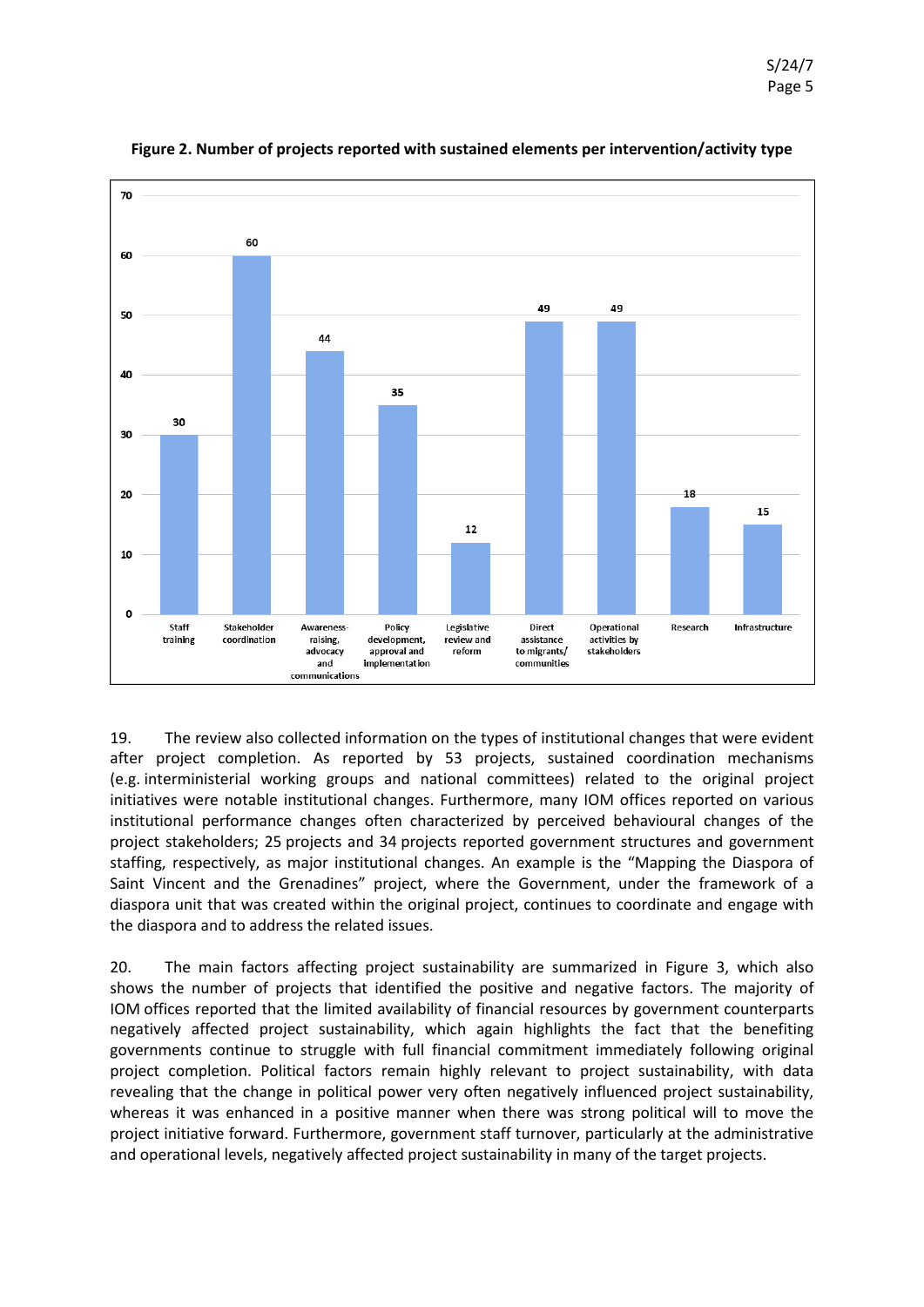**Figure 2. Number of projects reported with sustained elements per intervention/activity type**

| Intervention/activity type | Number of projects |
|---|---|
| Staff training | 30 |
| Stakeholder coordination | 60 |
| Awareness-raising, advocacy and communications | 44 |
| Policy development, approval and implementation | 35 |
| Legislative review and reform | 12 |
| Direct assistance to migrants/ communities | 49 |
| Operational activities by stakeholders | 49 |
| Research | 18 |
| Infrastructure | 15 |

19. The review also collected information on the types of institutional changes that were evident after project completion. As reported by 53 projects, sustained coordination mechanisms (e.g. interministerial working groups and national committees) related to the original project initiatives were notable institutional changes. Furthermore, many IOM offices reported on various institutional performance changes often characterized by perceived behavioural changes of the project stakeholders; 25 projects and 34 projects reported government structures and government staffing, respectively, as major institutional changes. An example is the "Mapping the Diaspora of Saint Vincent and the Grenadines" project, where the Government, under the framework of a diaspora unit that was created within the original project, continues to coordinate and engage with the diaspora and to address the related issues.

20. The main factors affecting project sustainability are summarized in Figure 3, which also shows the number of projects that identified the positive and negative factors. The majority of IOM offices reported that the limited availability of financial resources by government counterparts negatively affected project sustainability, which again highlights the fact that the benefiting governments continue to struggle with full financial commitment immediately following original project completion. Political factors remain highly relevant to project sustainability, with data revealing that the change in political power very often negatively influenced project sustainability, whereas it was enhanced in a positive manner when there was strong political will to move the project initiative forward. Furthermore, government staff turnover, particularly at the administrative and operational levels, negatively affected project sustainability in many of the target projects.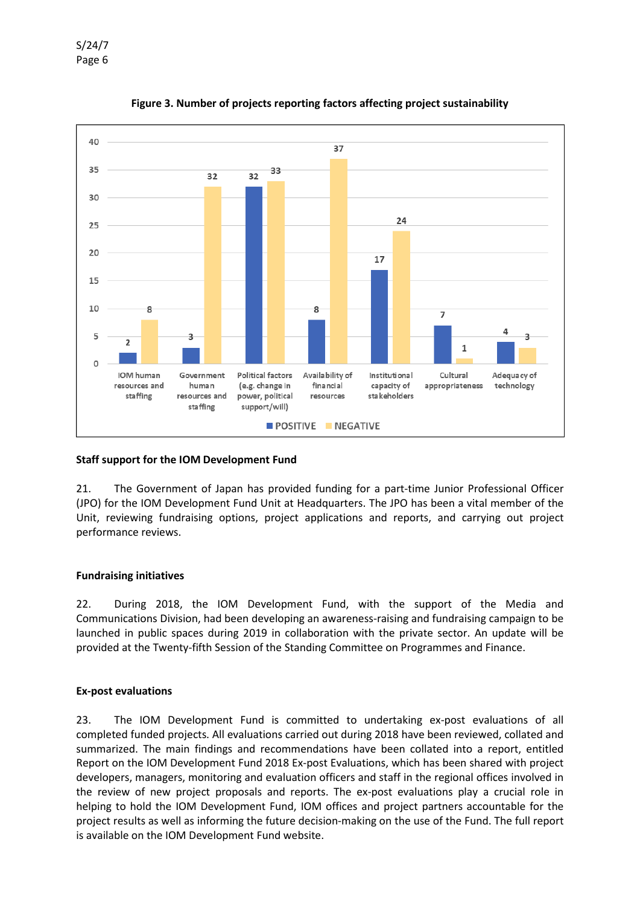**Figure 3. Number of projects reporting factors affecting project sustainability**

| Factor | POSITIVE | NEGATIVE |
|---|---|---|
| IOM human resources and staffing | 2 | 8 |
| Government human resources and staffing | 3 | 32 |
| Political factors (e.g. change in power, political support/will) | 32 | 33 |
| Availability of financial resources | 8 | 37 |
| Institutional capacity of stakeholders | 17 | 24 |
| Cultural appropriateness | 7 | 1 |
| Adequacy of technology | 4 | 3 |

**Staff support for the IOM Development Fund**

21. The Government of Japan has provided funding for a part-time Junior Professional Officer (JPO) for the IOM Development Fund Unit at Headquarters. The JPO has been a vital member of the Unit, reviewing fundraising options, project applications and reports, and carrying out project performance reviews.

**Fundraising initiatives**

22. During 2018, the IOM Development Fund, with the support of the Media and Communications Division, had been developing an awareness-raising and fundraising campaign to be launched in public spaces during 2019 in collaboration with the private sector. An update will be provided at the Twenty-fifth Session of the Standing Committee on Programmes and Finance.

**Ex-post evaluations**

23. The IOM Development Fund is committed to undertaking ex-post evaluations of all completed funded projects. All evaluations carried out during 2018 have been reviewed, collated and summarized. The main findings and recommendations have been collated into a report, entitled Report on the IOM Development Fund 2018 Ex-post Evaluations, which has been shared with project developers, managers, monitoring and evaluation officers and staff in the regional offices involved in the review of new project proposals and reports. The ex-post evaluations play a crucial role in helping to hold the IOM Development Fund, IOM offices and project partners accountable for the project results as well as informing the future decision-making on the use of the Fund. The full report is available on the IOM Development Fund website.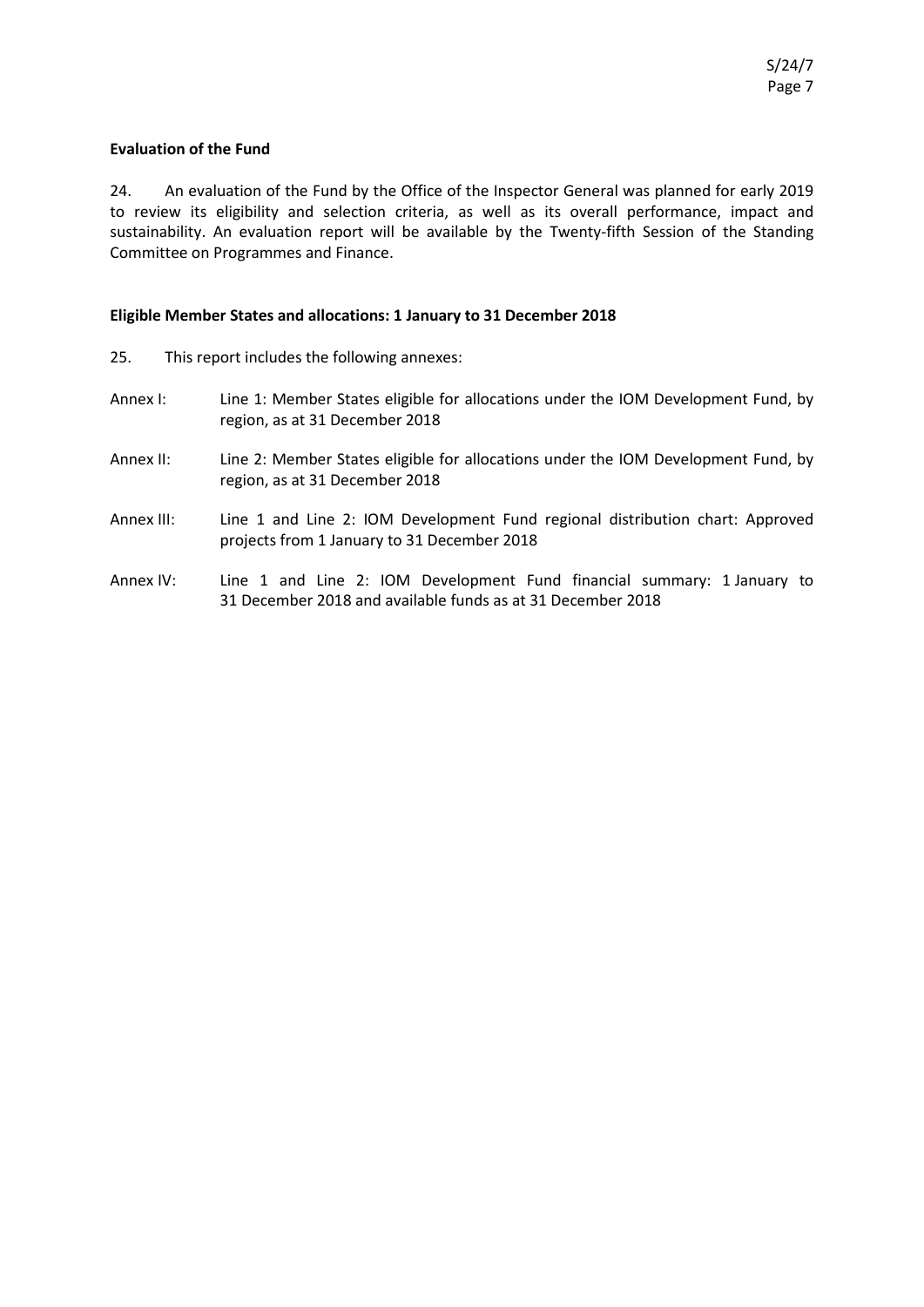**Evaluation of the Fund**

24. An evaluation of the Fund by the Office of the Inspector General was planned for early 2019 to review its eligibility and selection criteria, as well as its overall performance, impact and sustainability. An evaluation report will be available by the Twenty-fifth Session of the Standing Committee on Programmes and Finance.

**Eligible Member States and allocations: 1 January to 31 December 2018**

25. This report includes the following annexes:

Annex I: Line 1: Member States eligible for allocations under the IOM Development Fund, by region, as at 31 December 2018

Annex II: Line 2: Member States eligible for allocations under the IOM Development Fund, by region, as at 31 December 2018

Annex III: Line 1 and Line 2: IOM Development Fund regional distribution chart: Approved projects from 1 January to 31 December 2018

Annex IV: Line 1 and Line 2: IOM Development Fund financial summary: 1 January to 31 December 2018 and available funds as at 31 December 2018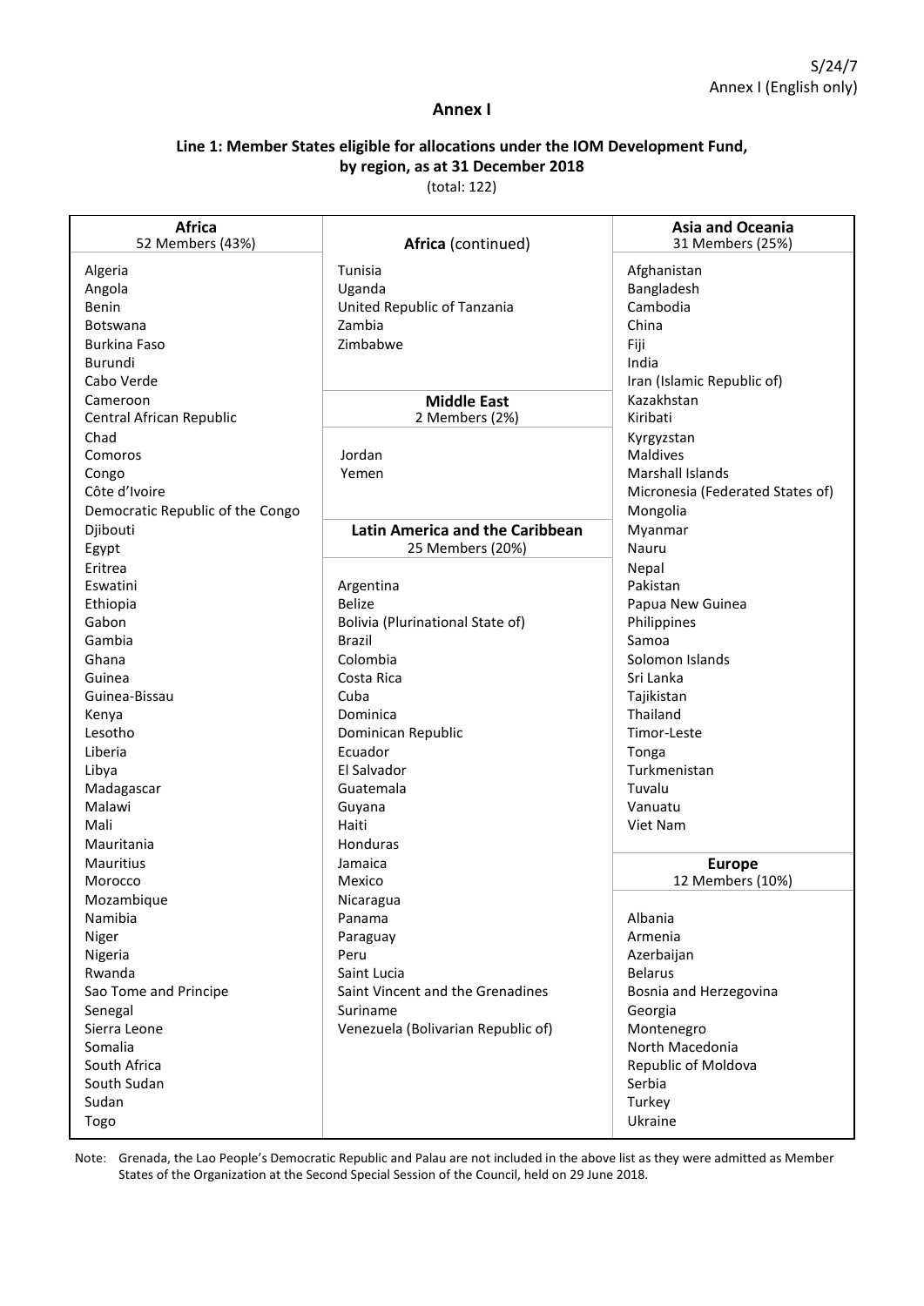# Annex I

## Line 1: Member States eligible for allocations under the IOM Development Fund, by region, as at 31 December 2018

(total: 122)

### Africa
52 Members (43%)

Algeria
Angola
Benin
Botswana
Burkina Faso
Burundi
Cabo Verde
Cameroon
Central African Republic
Chad
Comoros
Congo
Côte d'Ivoire
Democratic Republic of the Congo
Djibouti
Egypt
Eritrea
Eswatini
Ethiopia
Gabon
Gambia
Ghana
Guinea
Guinea-Bissau
Kenya
Lesotho
Liberia
Libya
Madagascar
Malawi
Mali
Mauritania
Mauritius
Morocco
Mozambique
Namibia
Niger
Nigeria
Rwanda
Sao Tome and Principe
Senegal
Sierra Leone
Somalia
South Africa
South Sudan
Sudan
Togo

### Africa (continued)

Tunisia
Uganda
United Republic of Tanzania
Zambia
Zimbabwe

### Middle East
2 Members (2%)

Jordan
Yemen

### Latin America and the Caribbean
25 Members (20%)

Argentina
Belize
Bolivia (Plurinational State of)
Brazil
Colombia
Costa Rica
Cuba
Dominica
Dominican Republic
Ecuador
El Salvador
Guatemala
Guyana
Haiti
Honduras
Jamaica
Mexico
Nicaragua
Panama
Paraguay
Peru
Saint Lucia
Saint Vincent and the Grenadines
Suriname
Venezuela (Bolivarian Republic of)

### Asia and Oceania
31 Members (25%)

Afghanistan
Bangladesh
Cambodia
China
Fiji
India
Iran (Islamic Republic of)
Kazakhstan
Kiribati
Kyrgyzstan
Maldives
Marshall Islands
Micronesia (Federated States of)
Mongolia
Myanmar
Nauru
Nepal
Pakistan
Papua New Guinea
Philippines
Samoa
Solomon Islands
Sri Lanka
Tajikistan
Thailand
Timor-Leste
Tonga
Turkmenistan
Tuvalu
Vanuatu
Viet Nam

### Europe
12 Members (10%)

Albania
Armenia
Azerbaijan
Belarus
Bosnia and Herzegovina
Georgia
Montenegro
North Macedonia
Republic of Moldova
Serbia
Turkey
Ukraine

Note: Grenada, the Lao People's Democratic Republic and Palau are not included in the above list as they were admitted as Member States of the Organization at the Second Special Session of the Council, held on 29 June 2018.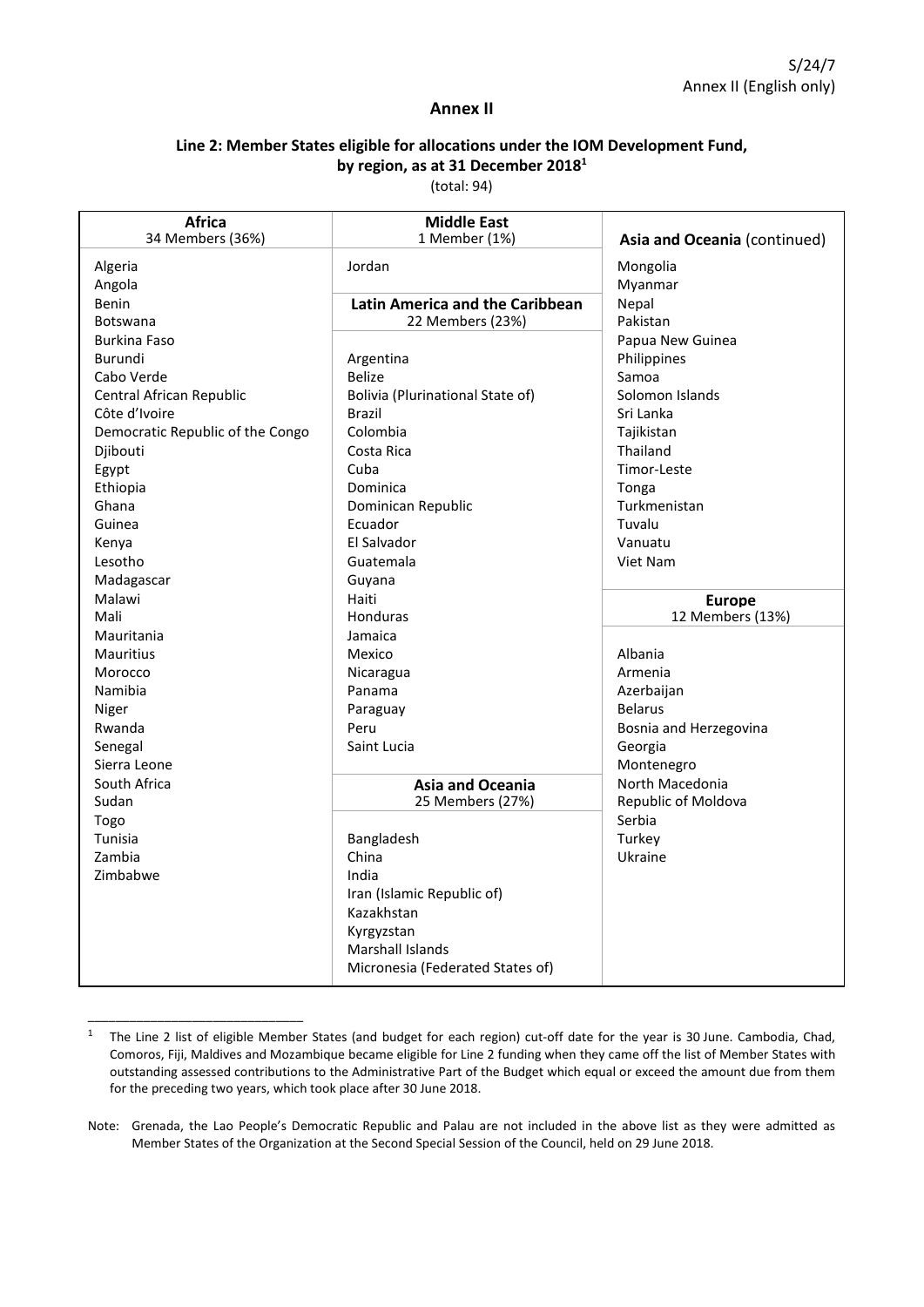## Annex II

### Line 2: Member States eligible for allocations under the IOM Development Fund, by region, as at 31 December 2018[1]

(total: 94)

**Africa**
34 Members (36%)

- Algeria
- Angola
- Benin
- Botswana
- Burkina Faso
- Burundi
- Cabo Verde
- Central African Republic
- Côte d'Ivoire
- Democratic Republic of the Congo
- Djibouti
- Egypt
- Ethiopia
- Ghana
- Guinea
- Kenya
- Lesotho
- Madagascar
- Malawi
- Mali
- Mauritania
- Mauritius
- Morocco
- Namibia
- Niger
- Rwanda
- Senegal
- Sierra Leone
- South Africa
- Sudan
- Togo
- Tunisia
- Zambia
- Zimbabwe

**Middle East**
1 Member (1%)

- Jordan

**Latin America and the Caribbean**
22 Members (23%)

- Argentina
- Belize
- Bolivia (Plurinational State of)
- Brazil
- Colombia
- Costa Rica
- Cuba
- Dominica
- Dominican Republic
- Ecuador
- El Salvador
- Guatemala
- Guyana
- Haiti
- Honduras
- Jamaica
- Mexico
- Nicaragua
- Panama
- Paraguay
- Peru
- Saint Lucia

**Asia and Oceania**
25 Members (27%)

- Bangladesh
- China
- India
- Iran (Islamic Republic of)
- Kazakhstan
- Kyrgyzstan
- Marshall Islands
- Micronesia (Federated States of)
- Mongolia
- Myanmar
- Nepal
- Pakistan
- Papua New Guinea
- Philippines
- Samoa
- Solomon Islands
- Sri Lanka
- Tajikistan
- Thailand
- Timor-Leste
- Tonga
- Turkmenistan
- Tuvalu
- Vanuatu
- Viet Nam

**Europe**
12 Members (13%)

- Albania
- Armenia
- Azerbaijan
- Belarus
- Bosnia and Herzegovina
- Georgia
- Montenegro
- North Macedonia
- Republic of Moldova
- Serbia
- Turkey
- Ukraine

---

[1] The Line 2 list of eligible Member States (and budget for each region) cut-off date for the year is 30 June. Cambodia, Chad, Comoros, Fiji, Maldives and Mozambique became eligible for Line 2 funding when they came off the list of Member States with outstanding assessed contributions to the Administrative Part of the Budget which equal or exceed the amount due from them for the preceding two years, which took place after 30 June 2018.

Note: Grenada, the Lao People's Democratic Republic and Palau are not included in the above list as they were admitted as Member States of the Organization at the Second Special Session of the Council, held on 29 June 2018.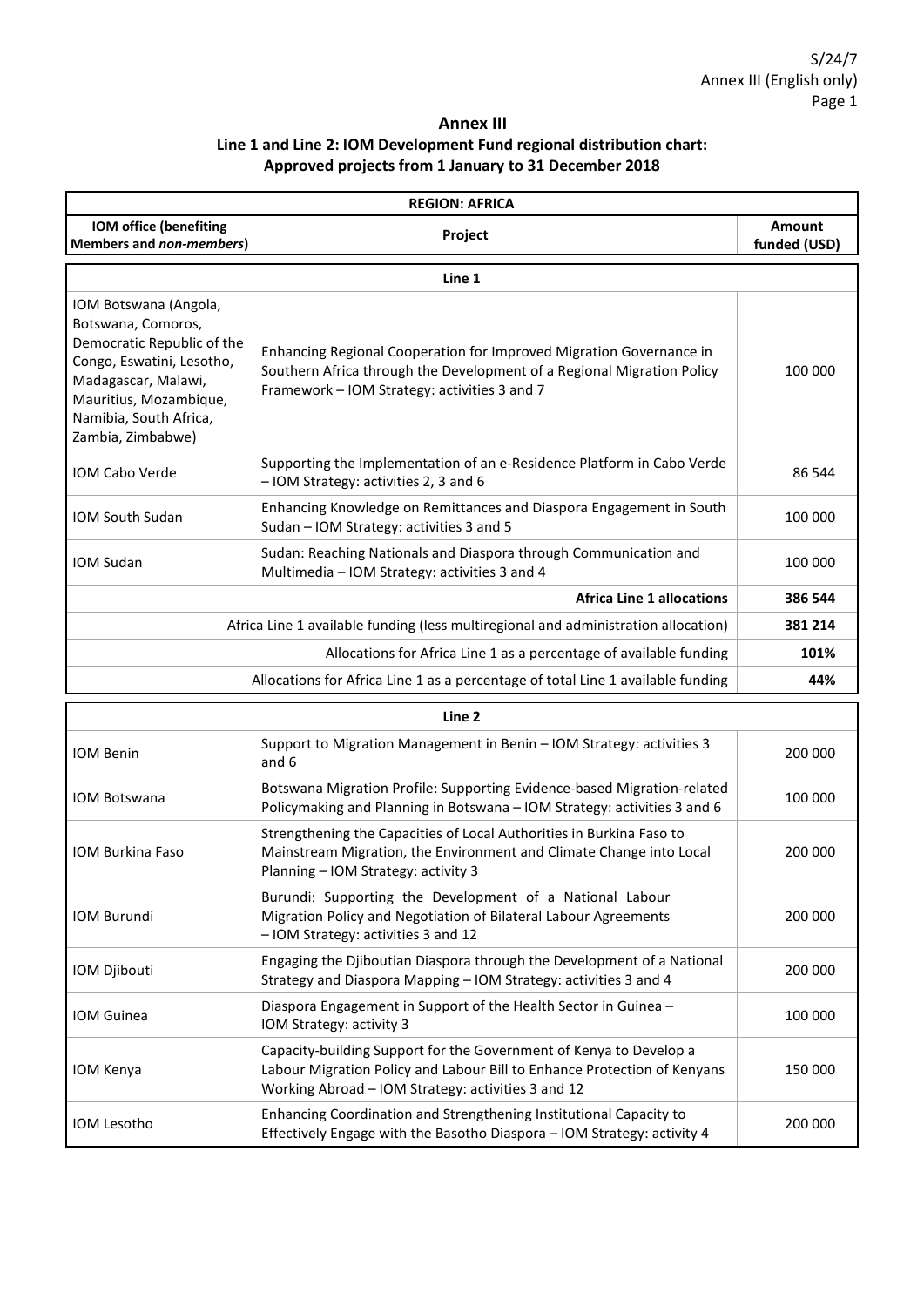## Annex III

### Line 1 and Line 2: IOM Development Fund regional distribution chart: Approved projects from 1 January to 31 December 2018

| REGION: AFRICA | | |
|---|---|---|
| **IOM office (benefiting Members and *non-members*)** | **Project** | **Amount funded (USD)** |
| **Line 1** | | |
| IOM Botswana (Angola, Botswana, Comoros, Democratic Republic of the Congo, Eswatini, Lesotho, Madagascar, Malawi, Mauritius, Mozambique, Namibia, South Africa, Zambia, Zimbabwe) | Enhancing Regional Cooperation for Improved Migration Governance in Southern Africa through the Development of a Regional Migration Policy Framework – IOM Strategy: activities 3 and 7 | 100 000 |
| IOM Cabo Verde | Supporting the Implementation of an e-Residence Platform in Cabo Verde – IOM Strategy: activities 2, 3 and 6 | 86 544 |
| IOM South Sudan | Enhancing Knowledge on Remittances and Diaspora Engagement in South Sudan – IOM Strategy: activities 3 and 5 | 100 000 |
| IOM Sudan | Sudan: Reaching Nationals and Diaspora through Communication and Multimedia – IOM Strategy: activities 3 and 4 | 100 000 |
| | **Africa Line 1 allocations** | **386 544** |
| | Africa Line 1 available funding (less multiregional and administration allocation) | **381 214** |
| | Allocations for Africa Line 1 as a percentage of available funding | **101%** |
| | Allocations for Africa Line 1 as a percentage of total Line 1 available funding | **44%** |
| **Line 2** | | |
| IOM Benin | Support to Migration Management in Benin – IOM Strategy: activities 3 and 6 | 200 000 |
| IOM Botswana | Botswana Migration Profile: Supporting Evidence-based Migration-related Policymaking and Planning in Botswana – IOM Strategy: activities 3 and 6 | 100 000 |
| IOM Burkina Faso | Strengthening the Capacities of Local Authorities in Burkina Faso to Mainstream Migration, the Environment and Climate Change into Local Planning – IOM Strategy: activity 3 | 200 000 |
| IOM Burundi | Burundi: Supporting the Development of a National Labour Migration Policy and Negotiation of Bilateral Labour Agreements – IOM Strategy: activities 3 and 12 | 200 000 |
| IOM Djibouti | Engaging the Djiboutian Diaspora through the Development of a National Strategy and Diaspora Mapping – IOM Strategy: activities 3 and 4 | 200 000 |
| IOM Guinea | Diaspora Engagement in Support of the Health Sector in Guinea – IOM Strategy: activity 3 | 100 000 |
| IOM Kenya | Capacity-building Support for the Government of Kenya to Develop a Labour Migration Policy and Labour Bill to Enhance Protection of Kenyans Working Abroad – IOM Strategy: activities 3 and 12 | 150 000 |
| IOM Lesotho | Enhancing Coordination and Strengthening Institutional Capacity to Effectively Engage with the Basotho Diaspora – IOM Strategy: activity 4 | 200 000 |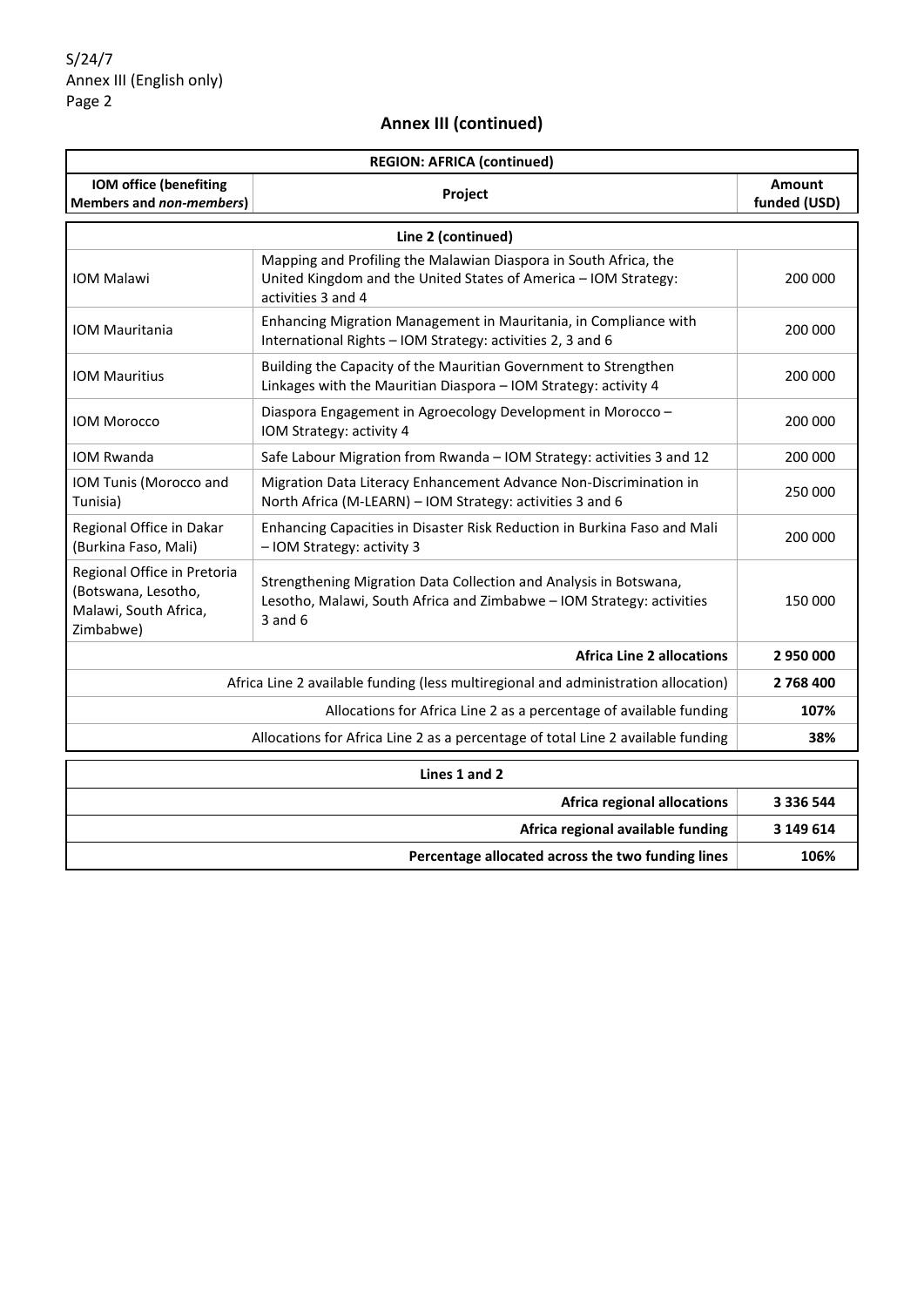## Annex III (continued)

| REGION: AFRICA (continued) | | |
|---|---|---|
| **IOM office (benefiting Members and *non-members*)** | **Project** | **Amount funded (USD)** |
| **Line 2 (continued)** | | |
| IOM Malawi | Mapping and Profiling the Malawian Diaspora in South Africa, the United Kingdom and the United States of America – IOM Strategy: activities 3 and 4 | 200 000 |
| IOM Mauritania | Enhancing Migration Management in Mauritania, in Compliance with International Rights – IOM Strategy: activities 2, 3 and 6 | 200 000 |
| IOM Mauritius | Building the Capacity of the Mauritian Government to Strengthen Linkages with the Mauritian Diaspora – IOM Strategy: activity 4 | 200 000 |
| IOM Morocco | Diaspora Engagement in Agroecology Development in Morocco – IOM Strategy: activity 4 | 200 000 |
| IOM Rwanda | Safe Labour Migration from Rwanda – IOM Strategy: activities 3 and 12 | 200 000 |
| IOM Tunis (Morocco and Tunisia) | Migration Data Literacy Enhancement Advance Non-Discrimination in North Africa (M-LEARN) – IOM Strategy: activities 3 and 6 | 250 000 |
| Regional Office in Dakar (Burkina Faso, Mali) | Enhancing Capacities in Disaster Risk Reduction in Burkina Faso and Mali – IOM Strategy: activity 3 | 200 000 |
| Regional Office in Pretoria (Botswana, Lesotho, Malawi, South Africa, Zimbabwe) | Strengthening Migration Data Collection and Analysis in Botswana, Lesotho, Malawi, South Africa and Zimbabwe – IOM Strategy: activities 3 and 6 | 150 000 |
| | **Africa Line 2 allocations** | **2 950 000** |
| | Africa Line 2 available funding (less multiregional and administration allocation) | **2 768 400** |
| | Allocations for Africa Line 2 as a percentage of available funding | **107%** |
| | Allocations for Africa Line 2 as a percentage of total Line 2 available funding | **38%** |

| Lines 1 and 2 | |
|---|---|
| **Africa regional allocations** | **3 336 544** |
| **Africa regional available funding** | **3 149 614** |
| **Percentage allocated across the two funding lines** | **106%** |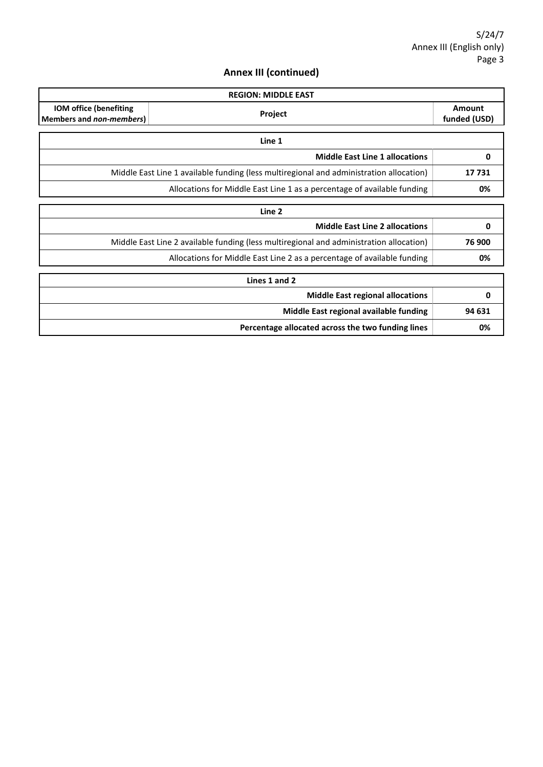## Annex III (continued)

| REGION: MIDDLE EAST | | |
|---|---|---|
| **IOM office (benefiting Members and *non-members*)** | **Project** | **Amount funded (USD)** |

| **Line 1** | |
|---|---|
| **Middle East Line 1 allocations** | **0** |
| Middle East Line 1 available funding (less multiregional and administration allocation) | **17 731** |
| Allocations for Middle East Line 1 as a percentage of available funding | **0%** |

| **Line 2** | |
|---|---|
| **Middle East Line 2 allocations** | **0** |
| Middle East Line 2 available funding (less multiregional and administration allocation) | **76 900** |
| Allocations for Middle East Line 2 as a percentage of available funding | **0%** |

| **Lines 1 and 2** | |
|---|---|
| **Middle East regional allocations** | **0** |
| **Middle East regional available funding** | **94 631** |
| **Percentage allocated across the two funding lines** | **0%** |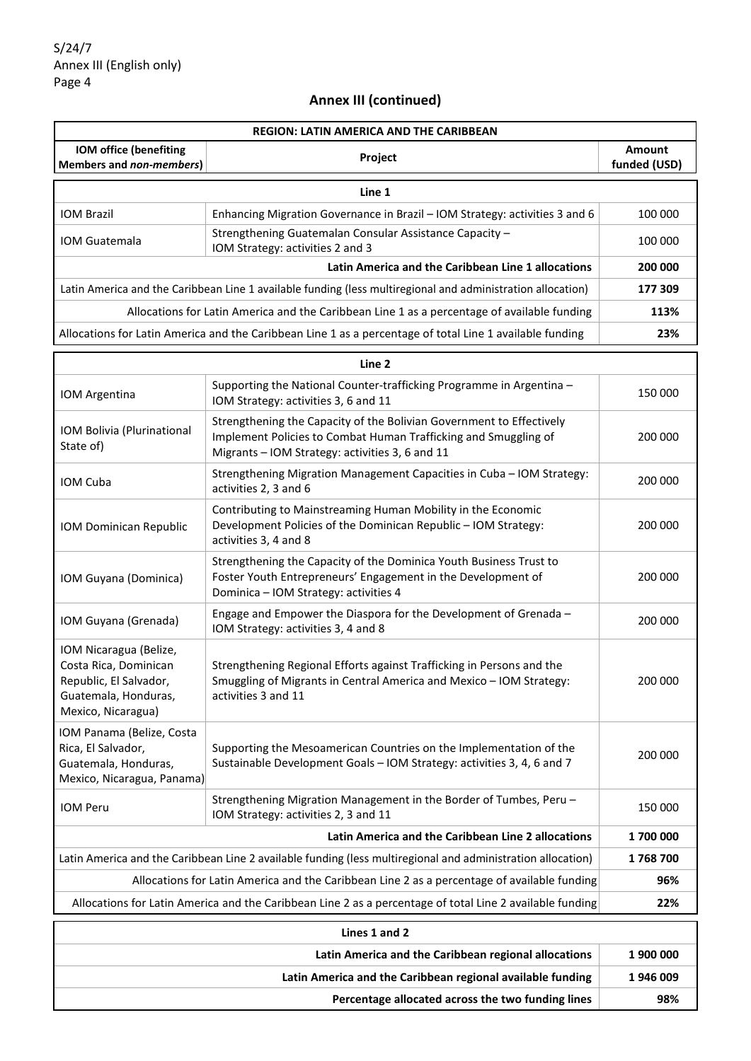## Annex III (continued)

| REGION: LATIN AMERICA AND THE CARIBBEAN | | |
|---|---|---|
| **IOM office (benefiting Members and *non-members*)** | **Project** | **Amount funded (USD)** |
| **Line 1** | | |
| IOM Brazil | Enhancing Migration Governance in Brazil – IOM Strategy: activities 3 and 6 | 100 000 |
| IOM Guatemala | Strengthening Guatemalan Consular Assistance Capacity – IOM Strategy: activities 2 and 3 | 100 000 |
| | **Latin America and the Caribbean Line 1 allocations** | **200 000** |
| Latin America and the Caribbean Line 1 available funding (less multiregional and administration allocation) | | **177 309** |
| Allocations for Latin America and the Caribbean Line 1 as a percentage of available funding | | **113%** |
| Allocations for Latin America and the Caribbean Line 1 as a percentage of total Line 1 available funding | | **23%** |
| **Line 2** | | |
| IOM Argentina | Supporting the National Counter-trafficking Programme in Argentina – IOM Strategy: activities 3, 6 and 11 | 150 000 |
| IOM Bolivia (Plurinational State of) | Strengthening the Capacity of the Bolivian Government to Effectively Implement Policies to Combat Human Trafficking and Smuggling of Migrants – IOM Strategy: activities 3, 6 and 11 | 200 000 |
| IOM Cuba | Strengthening Migration Management Capacities in Cuba – IOM Strategy: activities 2, 3 and 6 | 200 000 |
| IOM Dominican Republic | Contributing to Mainstreaming Human Mobility in the Economic Development Policies of the Dominican Republic – IOM Strategy: activities 3, 4 and 8 | 200 000 |
| IOM Guyana (Dominica) | Strengthening the Capacity of the Dominica Youth Business Trust to Foster Youth Entrepreneurs' Engagement in the Development of Dominica – IOM Strategy: activities 4 | 200 000 |
| IOM Guyana (Grenada) | Engage and Empower the Diaspora for the Development of Grenada – IOM Strategy: activities 3, 4 and 8 | 200 000 |
| IOM Nicaragua (Belize, Costa Rica, Dominican Republic, El Salvador, Guatemala, Honduras, Mexico, Nicaragua) | Strengthening Regional Efforts against Trafficking in Persons and the Smuggling of Migrants in Central America and Mexico – IOM Strategy: activities 3 and 11 | 200 000 |
| IOM Panama (Belize, Costa Rica, El Salvador, Guatemala, Honduras, Mexico, Nicaragua, Panama) | Supporting the Mesoamerican Countries on the Implementation of the Sustainable Development Goals – IOM Strategy: activities 3, 4, 6 and 7 | 200 000 |
| IOM Peru | Strengthening Migration Management in the Border of Tumbes, Peru – IOM Strategy: activities 2, 3 and 11 | 150 000 |
| | **Latin America and the Caribbean Line 2 allocations** | **1 700 000** |
| Latin America and the Caribbean Line 2 available funding (less multiregional and administration allocation) | | **1 768 700** |
| Allocations for Latin America and the Caribbean Line 2 as a percentage of available funding | | **96%** |
| Allocations for Latin America and the Caribbean Line 2 as a percentage of total Line 2 available funding | | **22%** |
| **Lines 1 and 2** | | |
| | **Latin America and the Caribbean regional allocations** | **1 900 000** |
| | **Latin America and the Caribbean regional available funding** | **1 946 009** |
| | **Percentage allocated across the two funding lines** | **98%** |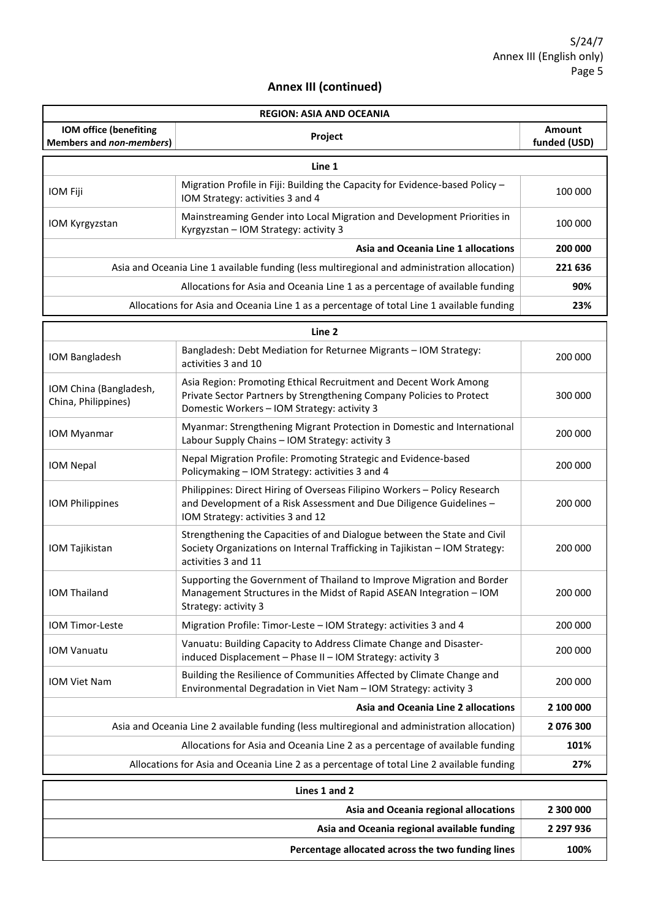## Annex III (continued)

| REGION: ASIA AND OCEANIA | | |
|---|---|---|
| **IOM office (benefiting Members and *non-members*)** | **Project** | **Amount funded (USD)** |
| **Line 1** | | |
| IOM Fiji | Migration Profile in Fiji: Building the Capacity for Evidence-based Policy – IOM Strategy: activities 3 and 4 | 100 000 |
| IOM Kyrgyzstan | Mainstreaming Gender into Local Migration and Development Priorities in Kyrgyzstan – IOM Strategy: activity 3 | 100 000 |
| | **Asia and Oceania Line 1 allocations** | **200 000** |
| | Asia and Oceania Line 1 available funding (less multiregional and administration allocation) | **221 636** |
| | Allocations for Asia and Oceania Line 1 as a percentage of available funding | **90%** |
| | Allocations for Asia and Oceania Line 1 as a percentage of total Line 1 available funding | **23%** |
| **Line 2** | | |
| IOM Bangladesh | Bangladesh: Debt Mediation for Returnee Migrants – IOM Strategy: activities 3 and 10 | 200 000 |
| IOM China (Bangladesh, China, Philippines) | Asia Region: Promoting Ethical Recruitment and Decent Work Among Private Sector Partners by Strengthening Company Policies to Protect Domestic Workers – IOM Strategy: activity 3 | 300 000 |
| IOM Myanmar | Myanmar: Strengthening Migrant Protection in Domestic and International Labour Supply Chains – IOM Strategy: activity 3 | 200 000 |
| IOM Nepal | Nepal Migration Profile: Promoting Strategic and Evidence-based Policymaking – IOM Strategy: activities 3 and 4 | 200 000 |
| IOM Philippines | Philippines: Direct Hiring of Overseas Filipino Workers – Policy Research and Development of a Risk Assessment and Due Diligence Guidelines – IOM Strategy: activities 3 and 12 | 200 000 |
| IOM Tajikistan | Strengthening the Capacities of and Dialogue between the State and Civil Society Organizations on Internal Trafficking in Tajikistan – IOM Strategy: activities 3 and 11 | 200 000 |
| IOM Thailand | Supporting the Government of Thailand to Improve Migration and Border Management Structures in the Midst of Rapid ASEAN Integration – IOM Strategy: activity 3 | 200 000 |
| IOM Timor-Leste | Migration Profile: Timor-Leste – IOM Strategy: activities 3 and 4 | 200 000 |
| IOM Vanuatu | Vanuatu: Building Capacity to Address Climate Change and Disaster-induced Displacement – Phase II – IOM Strategy: activity 3 | 200 000 |
| IOM Viet Nam | Building the Resilience of Communities Affected by Climate Change and Environmental Degradation in Viet Nam – IOM Strategy: activity 3 | 200 000 |
| | **Asia and Oceania Line 2 allocations** | **2 100 000** |
| | Asia and Oceania Line 2 available funding (less multiregional and administration allocation) | **2 076 300** |
| | Allocations for Asia and Oceania Line 2 as a percentage of available funding | **101%** |
| | Allocations for Asia and Oceania Line 2 as a percentage of total Line 2 available funding | **27%** |
| **Lines 1 and 2** | | |
| | **Asia and Oceania regional allocations** | **2 300 000** |
| | **Asia and Oceania regional available funding** | **2 297 936** |
| | **Percentage allocated across the two funding lines** | **100%** |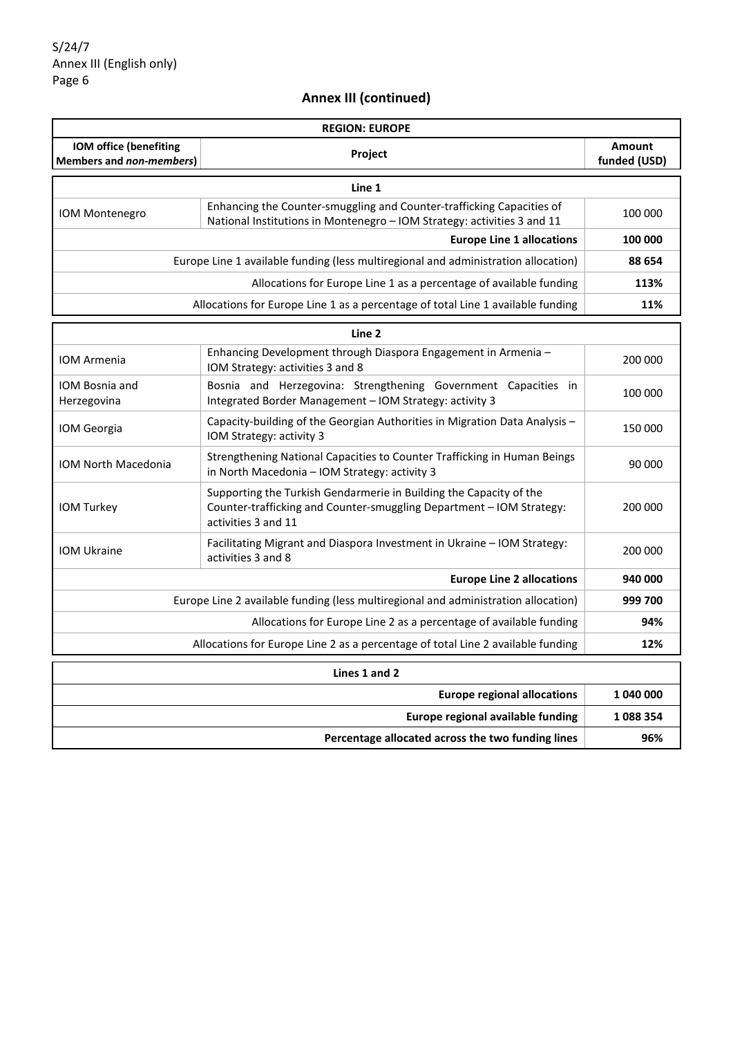## Annex III (continued)

| REGION: EUROPE | | |
|---|---|---|
| **IOM office (benefiting Members and *non-members*)** | **Project** | **Amount funded (USD)** |
| **Line 1** | | |
| IOM Montenegro | Enhancing the Counter-smuggling and Counter-trafficking Capacities of National Institutions in Montenegro – IOM Strategy: activities 3 and 11 | 100 000 |
| | **Europe Line 1 allocations** | **100 000** |
| | Europe Line 1 available funding (less multiregional and administration allocation) | **88 654** |
| | Allocations for Europe Line 1 as a percentage of available funding | **113%** |
| | Allocations for Europe Line 1 as a percentage of total Line 1 available funding | **11%** |
| **Line 2** | | |
| IOM Armenia | Enhancing Development through Diaspora Engagement in Armenia – IOM Strategy: activities 3 and 8 | 200 000 |
| IOM Bosnia and Herzegovina | Bosnia and Herzegovina: Strengthening Government Capacities in Integrated Border Management – IOM Strategy: activity 3 | 100 000 |
| IOM Georgia | Capacity-building of the Georgian Authorities in Migration Data Analysis – IOM Strategy: activity 3 | 150 000 |
| IOM North Macedonia | Strengthening National Capacities to Counter Trafficking in Human Beings in North Macedonia – IOM Strategy: activity 3 | 90 000 |
| IOM Turkey | Supporting the Turkish Gendarmerie in Building the Capacity of the Counter-trafficking and Counter-smuggling Department – IOM Strategy: activities 3 and 11 | 200 000 |
| IOM Ukraine | Facilitating Migrant and Diaspora Investment in Ukraine – IOM Strategy: activities 3 and 8 | 200 000 |
| | **Europe Line 2 allocations** | **940 000** |
| | Europe Line 2 available funding (less multiregional and administration allocation) | **999 700** |
| | Allocations for Europe Line 2 as a percentage of available funding | **94%** |
| | Allocations for Europe Line 2 as a percentage of total Line 2 available funding | **12%** |
| **Lines 1 and 2** | | |
| | **Europe regional allocations** | **1 040 000** |
| | **Europe regional available funding** | **1 088 354** |
| | **Percentage allocated across the two funding lines** | **96%** |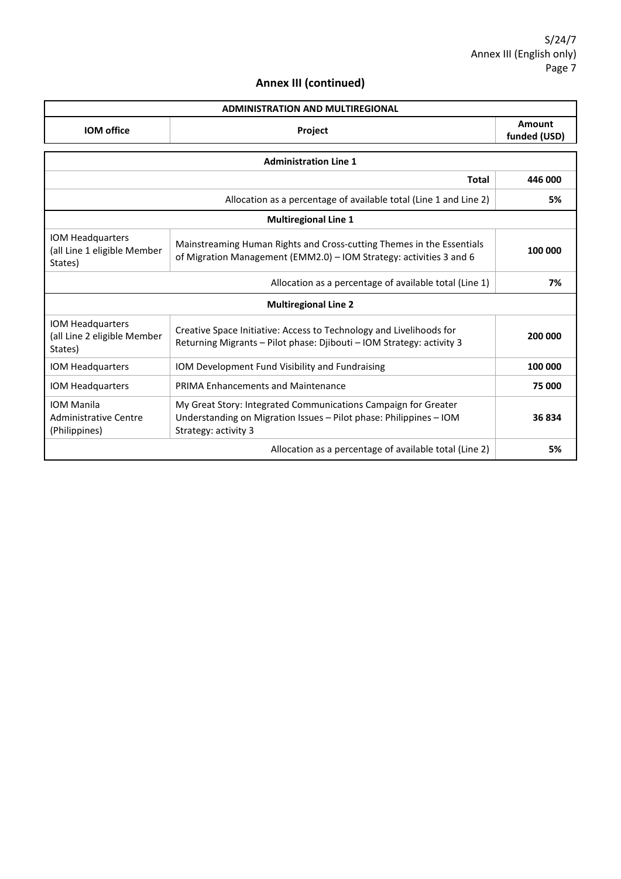## Annex III (continued)

| ADMINISTRATION AND MULTIREGIONAL | | |
|---|---|---|
| **IOM office** | **Project** | **Amount funded (USD)** |
| **Administration Line 1** | | |
| | **Total** | **446 000** |
| | Allocation as a percentage of available total (Line 1 and Line 2) | **5%** |
| **Multiregional Line 1** | | |
| IOM Headquarters (all Line 1 eligible Member States) | Mainstreaming Human Rights and Cross-cutting Themes in the Essentials of Migration Management (EMM2.0) – IOM Strategy: activities 3 and 6 | **100 000** |
| | Allocation as a percentage of available total (Line 1) | **7%** |
| **Multiregional Line 2** | | |
| IOM Headquarters (all Line 2 eligible Member States) | Creative Space Initiative: Access to Technology and Livelihoods for Returning Migrants – Pilot phase: Djibouti – IOM Strategy: activity 3 | **200 000** |
| IOM Headquarters | IOM Development Fund Visibility and Fundraising | **100 000** |
| IOM Headquarters | PRIMA Enhancements and Maintenance | **75 000** |
| IOM Manila Administrative Centre (Philippines) | My Great Story: Integrated Communications Campaign for Greater Understanding on Migration Issues – Pilot phase: Philippines – IOM Strategy: activity 3 | **36 834** |
| | Allocation as a percentage of available total (Line 2) | **5%** |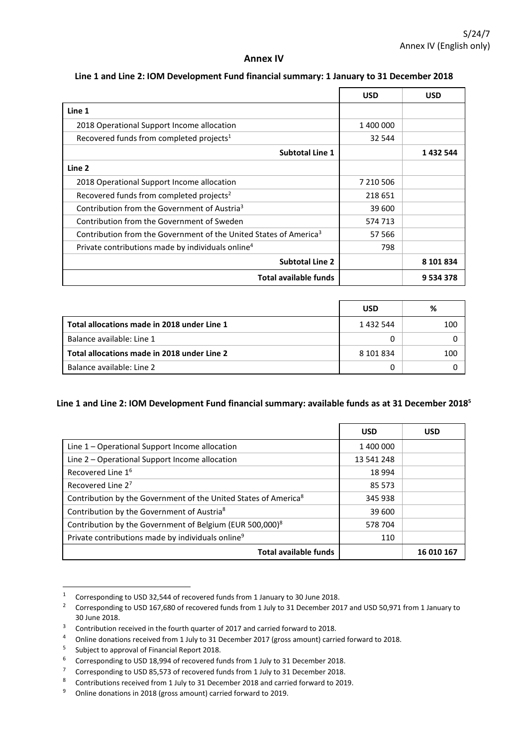## Annex IV

### Line 1 and Line 2: IOM Development Fund financial summary: 1 January to 31 December 2018

| | USD | USD |
|---|---|---|
| **Line 1** | | |
| 2018 Operational Support Income allocation | 1 400 000 | |
| Recovered funds from completed projects[1] | 32 544 | |
| **Subtotal Line 1** | | **1 432 544** |
| **Line 2** | | |
| 2018 Operational Support Income allocation | 7 210 506 | |
| Recovered funds from completed projects[2] | 218 651 | |
| Contribution from the Government of Austria[3] | 39 600 | |
| Contribution from the Government of Sweden | 574 713 | |
| Contribution from the Government of the United States of America[3] | 57 566 | |
| Private contributions made by individuals online[4] | 798 | |
| **Subtotal Line 2** | | **8 101 834** |
| **Total available funds** | | **9 534 378** |

| | USD | % |
|---|---|---|
| **Total allocations made in 2018 under Line 1** | 1 432 544 | 100 |
| Balance available: Line 1 | 0 | 0 |
| **Total allocations made in 2018 under Line 2** | 8 101 834 | 100 |
| Balance available: Line 2 | 0 | 0 |

### Line 1 and Line 2: IOM Development Fund financial summary: available funds as at 31 December 2018[5]

| | USD | USD |
|---|---|---|
| Line 1 – Operational Support Income allocation | 1 400 000 | |
| Line 2 – Operational Support Income allocation | 13 541 248 | |
| Recovered Line 1[6] | 18 994 | |
| Recovered Line 2[7] | 85 573 | |
| Contribution by the Government of the United States of America[8] | 345 938 | |
| Contribution by the Government of Austria[8] | 39 600 | |
| Contribution by the Government of Belgium (EUR 500,000)[8] | 578 704 | |
| Private contributions made by individuals online[9] | 110 | |
| **Total available funds** | | **16 010 167** |

[1] Corresponding to USD 32,544 of recovered funds from 1 January to 30 June 2018.

[2] Corresponding to USD 167,680 of recovered funds from 1 July to 31 December 2017 and USD 50,971 from 1 January to 30 June 2018.

[3] Contribution received in the fourth quarter of 2017 and carried forward to 2018.

[4] Online donations received from 1 July to 31 December 2017 (gross amount) carried forward to 2018.

[5] Subject to approval of Financial Report 2018.

[6] Corresponding to USD 18,994 of recovered funds from 1 July to 31 December 2018.

[7] Corresponding to USD 85,573 of recovered funds from 1 July to 31 December 2018.

[8] Contributions received from 1 July to 31 December 2018 and carried forward to 2019.

[9] Online donations in 2018 (gross amount) carried forward to 2019.